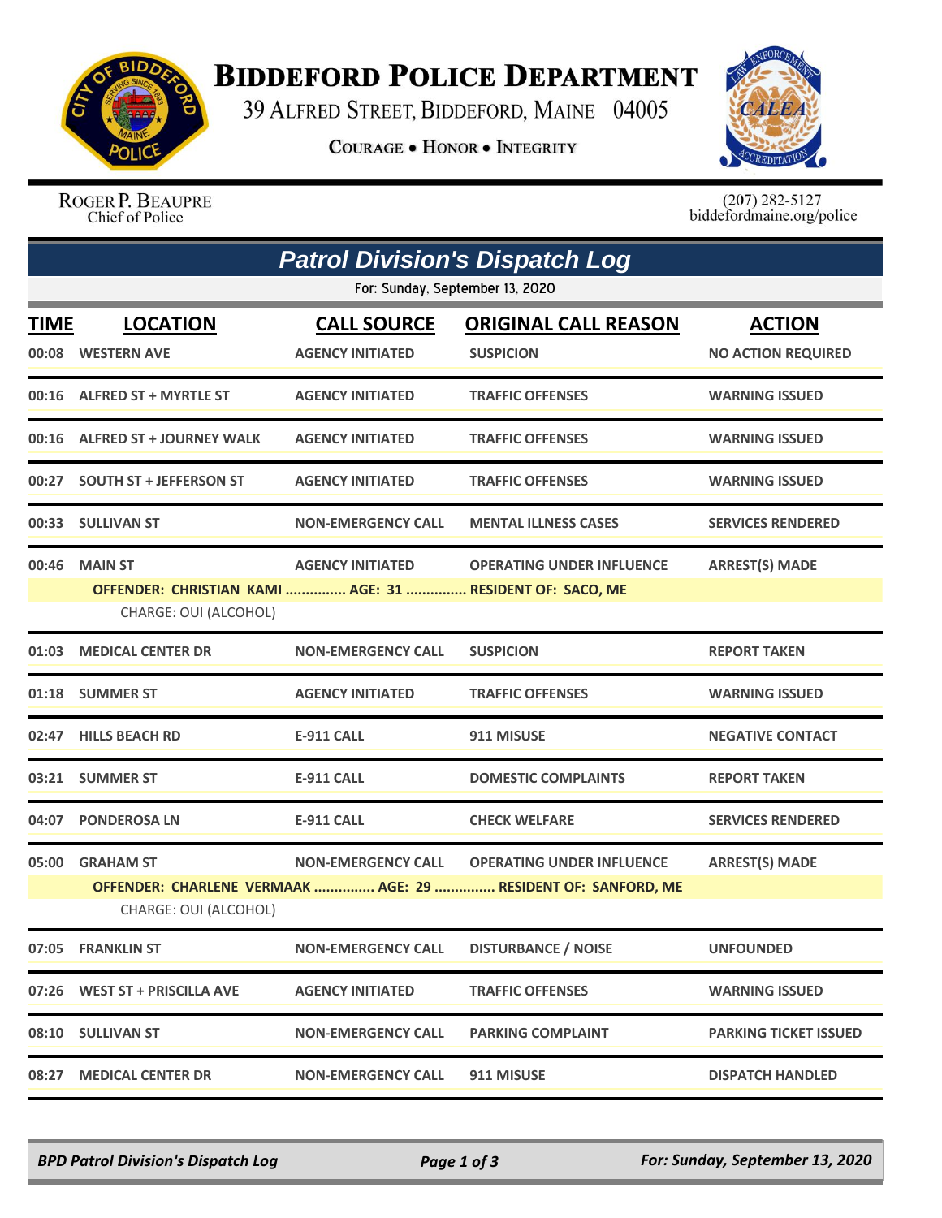# Biddeford Police Department

39 Alfred Street, Biddeford, Maine 04005

**Courage • Honor • Integrity**

Roger P. Beaupre
Chief of Police

(207) 282-5127
biddefordmaine.org/police

## Patrol Division's Dispatch Log

For: Sunday, September 13, 2020

| TIME | LOCATION | CALL SOURCE | ORIGINAL CALL REASON | ACTION |
|---|---|---|---|---|
| 00:08 | WESTERN AVE | AGENCY INITIATED | SUSPICION | NO ACTION REQUIRED |
| 00:16 | ALFRED ST + MYRTLE ST | AGENCY INITIATED | TRAFFIC OFFENSES | WARNING ISSUED |
| 00:16 | ALFRED ST + JOURNEY WALK | AGENCY INITIATED | TRAFFIC OFFENSES | WARNING ISSUED |
| 00:27 | SOUTH ST + JEFFERSON ST | AGENCY INITIATED | TRAFFIC OFFENSES | WARNING ISSUED |
| 00:33 | SULLIVAN ST | NON-EMERGENCY CALL | MENTAL ILLNESS CASES | SERVICES RENDERED |
| 00:46 | MAIN ST | AGENCY INITIATED | OPERATING UNDER INFLUENCE | ARREST(S) MADE |
| | OFFENDER: CHRISTIAN KAMI ............... AGE: 31 ............... RESIDENT OF: SACO, ME<br>CHARGE: OUI (ALCOHOL) | | | |
| 01:03 | MEDICAL CENTER DR | NON-EMERGENCY CALL | SUSPICION | REPORT TAKEN |
| 01:18 | SUMMER ST | AGENCY INITIATED | TRAFFIC OFFENSES | WARNING ISSUED |
| 02:47 | HILLS BEACH RD | E-911 CALL | 911 MISUSE | NEGATIVE CONTACT |
| 03:21 | SUMMER ST | E-911 CALL | DOMESTIC COMPLAINTS | REPORT TAKEN |
| 04:07 | PONDEROSA LN | E-911 CALL | CHECK WELFARE | SERVICES RENDERED |
| 05:00 | GRAHAM ST | NON-EMERGENCY CALL | OPERATING UNDER INFLUENCE | ARREST(S) MADE |
| | OFFENDER: CHARLENE VERMAAK ............... AGE: 29 ............... RESIDENT OF: SANFORD, ME<br>CHARGE: OUI (ALCOHOL) | | | |
| 07:05 | FRANKLIN ST | NON-EMERGENCY CALL | DISTURBANCE / NOISE | UNFOUNDED |
| 07:26 | WEST ST + PRISCILLA AVE | AGENCY INITIATED | TRAFFIC OFFENSES | WARNING ISSUED |
| 08:10 | SULLIVAN ST | NON-EMERGENCY CALL | PARKING COMPLAINT | PARKING TICKET ISSUED |
| 08:27 | MEDICAL CENTER DR | NON-EMERGENCY CALL | 911 MISUSE | DISPATCH HANDLED |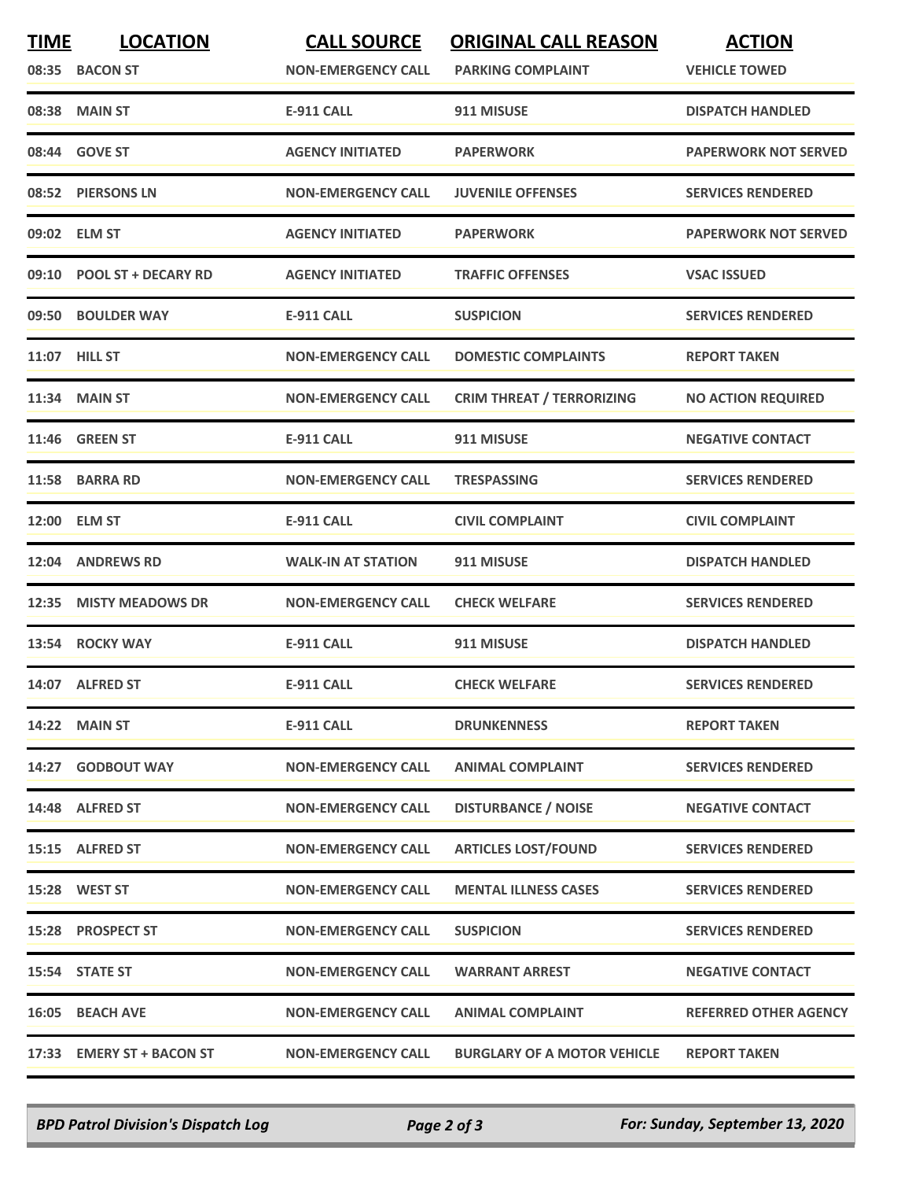| TIME | LOCATION | CALL SOURCE | ORIGINAL CALL REASON | ACTION |
|---|---|---|---|---|
| 08:35 | BACON ST | NON-EMERGENCY CALL | PARKING COMPLAINT | VEHICLE TOWED |
| 08:38 | MAIN ST | E-911 CALL | 911 MISUSE | DISPATCH HANDLED |
| 08:44 | GOVE ST | AGENCY INITIATED | PAPERWORK | PAPERWORK NOT SERVED |
| 08:52 | PIERSONS LN | NON-EMERGENCY CALL | JUVENILE OFFENSES | SERVICES RENDERED |
| 09:02 | ELM ST | AGENCY INITIATED | PAPERWORK | PAPERWORK NOT SERVED |
| 09:10 | POOL ST + DECARY RD | AGENCY INITIATED | TRAFFIC OFFENSES | VSAC ISSUED |
| 09:50 | BOULDER WAY | E-911 CALL | SUSPICION | SERVICES RENDERED |
| 11:07 | HILL ST | NON-EMERGENCY CALL | DOMESTIC COMPLAINTS | REPORT TAKEN |
| 11:34 | MAIN ST | NON-EMERGENCY CALL | CRIM THREAT / TERRORIZING | NO ACTION REQUIRED |
| 11:46 | GREEN ST | E-911 CALL | 911 MISUSE | NEGATIVE CONTACT |
| 11:58 | BARRA RD | NON-EMERGENCY CALL | TRESPASSING | SERVICES RENDERED |
| 12:00 | ELM ST | E-911 CALL | CIVIL COMPLAINT | CIVIL COMPLAINT |
| 12:04 | ANDREWS RD | WALK-IN AT STATION | 911 MISUSE | DISPATCH HANDLED |
| 12:35 | MISTY MEADOWS DR | NON-EMERGENCY CALL | CHECK WELFARE | SERVICES RENDERED |
| 13:54 | ROCKY WAY | E-911 CALL | 911 MISUSE | DISPATCH HANDLED |
| 14:07 | ALFRED ST | E-911 CALL | CHECK WELFARE | SERVICES RENDERED |
| 14:22 | MAIN ST | E-911 CALL | DRUNKENNESS | REPORT TAKEN |
| 14:27 | GODBOUT WAY | NON-EMERGENCY CALL | ANIMAL COMPLAINT | SERVICES RENDERED |
| 14:48 | ALFRED ST | NON-EMERGENCY CALL | DISTURBANCE / NOISE | NEGATIVE CONTACT |
| 15:15 | ALFRED ST | NON-EMERGENCY CALL | ARTICLES LOST/FOUND | SERVICES RENDERED |
| 15:28 | WEST ST | NON-EMERGENCY CALL | MENTAL ILLNESS CASES | SERVICES RENDERED |
| 15:28 | PROSPECT ST | NON-EMERGENCY CALL | SUSPICION | SERVICES RENDERED |
| 15:54 | STATE ST | NON-EMERGENCY CALL | WARRANT ARREST | NEGATIVE CONTACT |
| 16:05 | BEACH AVE | NON-EMERGENCY CALL | ANIMAL COMPLAINT | REFERRED OTHER AGENCY |
| 17:33 | EMERY ST + BACON ST | NON-EMERGENCY CALL | BURGLARY OF A MOTOR VEHICLE | REPORT TAKEN |

*BPD Patrol Division's Dispatch Log* — *For: Sunday, September 13, 2020*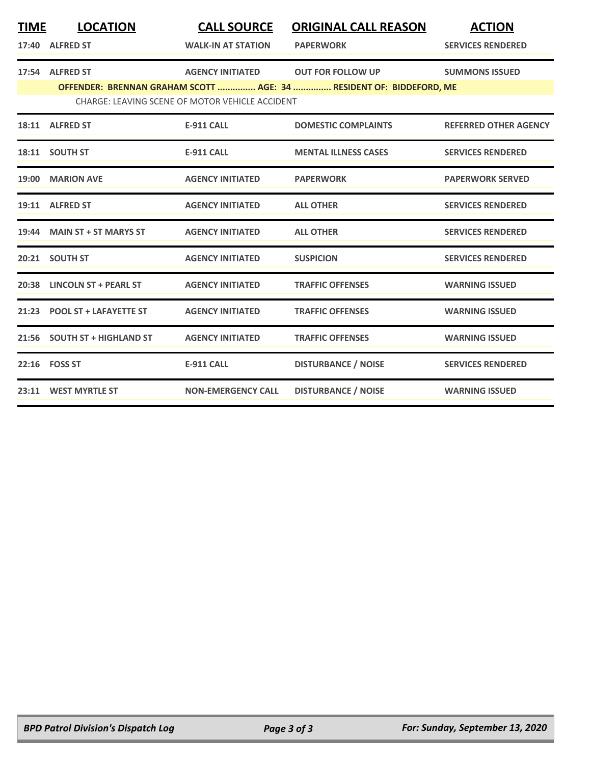| TIME | LOCATION | CALL SOURCE | ORIGINAL CALL REASON | ACTION |
|---|---|---|---|---|
| 17:40 | ALFRED ST | WALK-IN AT STATION | PAPERWORK | SERVICES RENDERED |
| 17:54 | ALFRED ST | AGENCY INITIATED | OUT FOR FOLLOW UP | SUMMONS ISSUED |
| | OFFENDER: BRENNAN GRAHAM SCOTT ............... AGE: 34 ............... RESIDENT OF: BIDDEFORD, ME | | | |
| | CHARGE: LEAVING SCENE OF MOTOR VEHICLE ACCIDENT | | | |
| 18:11 | ALFRED ST | E-911 CALL | DOMESTIC COMPLAINTS | REFERRED OTHER AGENCY |
| 18:11 | SOUTH ST | E-911 CALL | MENTAL ILLNESS CASES | SERVICES RENDERED |
| 19:00 | MARION AVE | AGENCY INITIATED | PAPERWORK | PAPERWORK SERVED |
| 19:11 | ALFRED ST | AGENCY INITIATED | ALL OTHER | SERVICES RENDERED |
| 19:44 | MAIN ST + ST MARYS ST | AGENCY INITIATED | ALL OTHER | SERVICES RENDERED |
| 20:21 | SOUTH ST | AGENCY INITIATED | SUSPICION | SERVICES RENDERED |
| 20:38 | LINCOLN ST + PEARL ST | AGENCY INITIATED | TRAFFIC OFFENSES | WARNING ISSUED |
| 21:23 | POOL ST + LAFAYETTE ST | AGENCY INITIATED | TRAFFIC OFFENSES | WARNING ISSUED |
| 21:56 | SOUTH ST + HIGHLAND ST | AGENCY INITIATED | TRAFFIC OFFENSES | WARNING ISSUED |
| 22:16 | FOSS ST | E-911 CALL | DISTURBANCE / NOISE | SERVICES RENDERED |
| 23:11 | WEST MYRTLE ST | NON-EMERGENCY CALL | DISTURBANCE / NOISE | WARNING ISSUED |